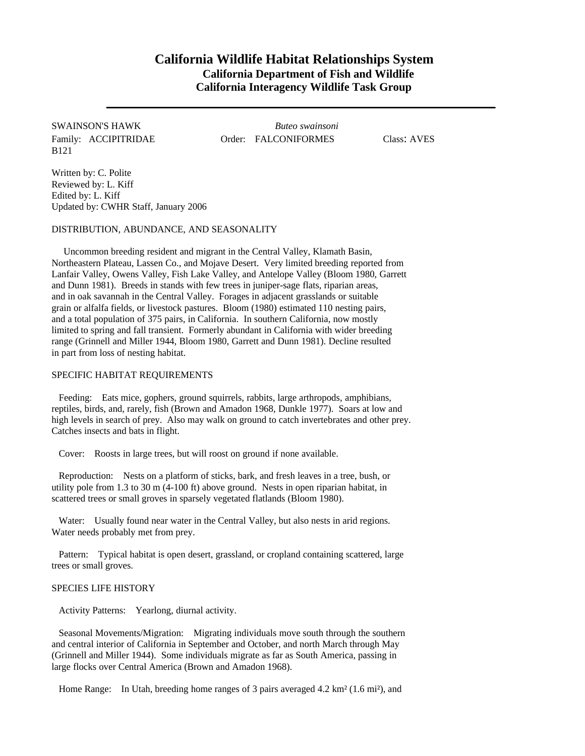# California Wildlife Habitat Relationships System

## California Department of Fish and Wildlife

## California Interagency Wildlife Task Group

---

SWAINSON'S HAWK *Buteo swainsoni*

Family: ACCIPITRIDAE Order: FALCONIFORMES Class: AVES

B121

Written by: C. Polite
Reviewed by: L. Kiff
Edited by: L. Kiff
Updated by: CWHR Staff, January 2006

DISTRIBUTION, ABUNDANCE, AND SEASONALITY

Uncommon breeding resident and migrant in the Central Valley, Klamath Basin, Northeastern Plateau, Lassen Co., and Mojave Desert. Very limited breeding reported from Lanfair Valley, Owens Valley, Fish Lake Valley, and Antelope Valley (Bloom 1980, Garrett and Dunn 1981). Breeds in stands with few trees in juniper-sage flats, riparian areas, and in oak savannah in the Central Valley. Forages in adjacent grasslands or suitable grain or alfalfa fields, or livestock pastures. Bloom (1980) estimated 110 nesting pairs, and a total population of 375 pairs, in California. In southern California, now mostly limited to spring and fall transient. Formerly abundant in California with wider breeding range (Grinnell and Miller 1944, Bloom 1980, Garrett and Dunn 1981). Decline resulted in part from loss of nesting habitat.

SPECIFIC HABITAT REQUIREMENTS

Feeding: Eats mice, gophers, ground squirrels, rabbits, large arthropods, amphibians, reptiles, birds, and, rarely, fish (Brown and Amadon 1968, Dunkle 1977). Soars at low and high levels in search of prey. Also may walk on ground to catch invertebrates and other prey. Catches insects and bats in flight.

Cover: Roosts in large trees, but will roost on ground if none available.

Reproduction: Nests on a platform of sticks, bark, and fresh leaves in a tree, bush, or utility pole from 1.3 to 30 m (4-100 ft) above ground. Nests in open riparian habitat, in scattered trees or small groves in sparsely vegetated flatlands (Bloom 1980).

Water: Usually found near water in the Central Valley, but also nests in arid regions. Water needs probably met from prey.

Pattern: Typical habitat is open desert, grassland, or cropland containing scattered, large trees or small groves.

SPECIES LIFE HISTORY

Activity Patterns: Yearlong, diurnal activity.

Seasonal Movements/Migration: Migrating individuals move south through the southern and central interior of California in September and October, and north March through May (Grinnell and Miller 1944). Some individuals migrate as far as South America, passing in large flocks over Central America (Brown and Amadon 1968).

Home Range: In Utah, breeding home ranges of 3 pairs averaged 4.2 $km^2$ (1.6 $mi^2$), and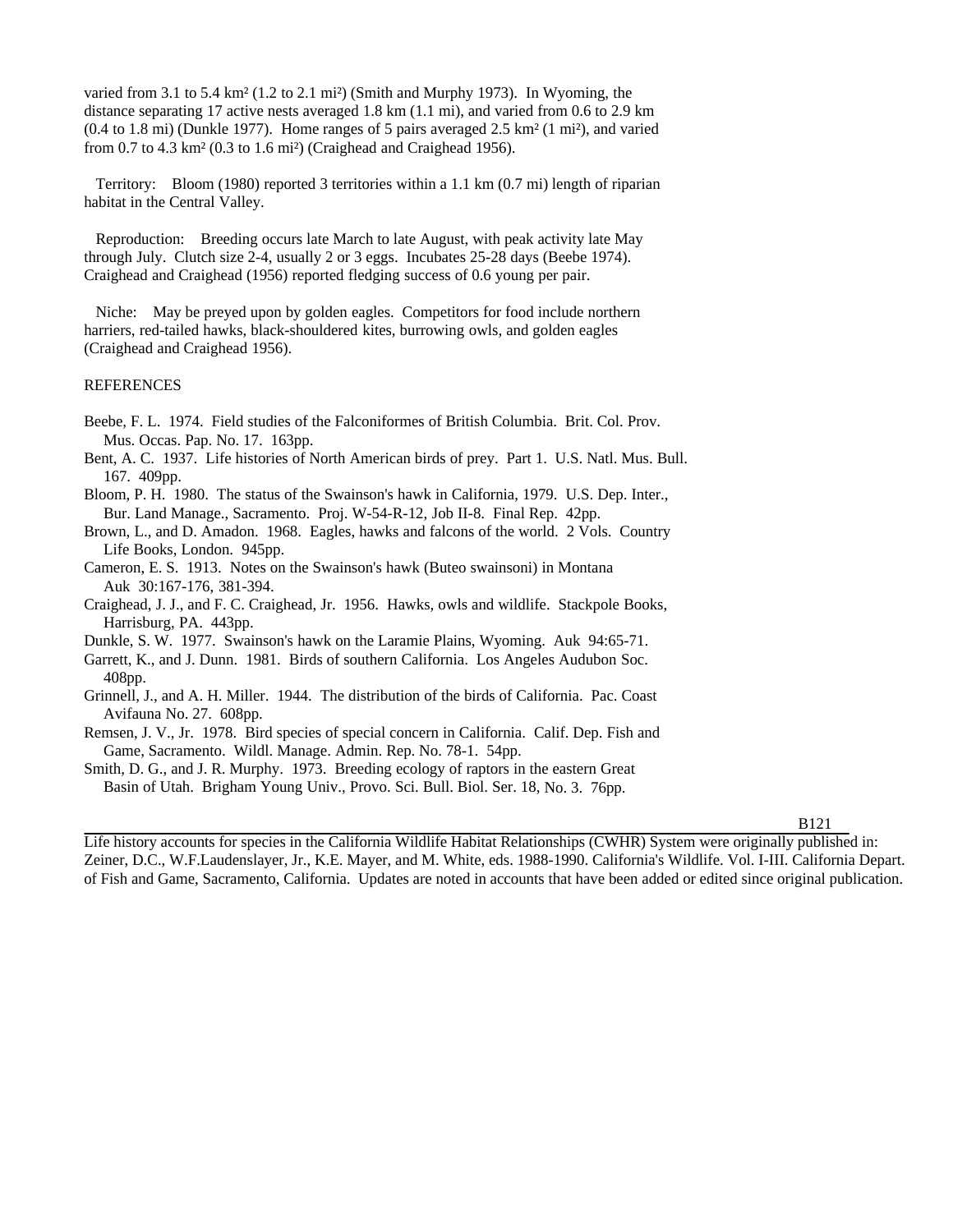varied from 3.1 to 5.4 km² (1.2 to 2.1 mi²) (Smith and Murphy 1973). In Wyoming, the distance separating 17 active nests averaged 1.8 km (1.1 mi), and varied from 0.6 to 2.9 km (0.4 to 1.8 mi) (Dunkle 1977). Home ranges of 5 pairs averaged 2.5 km² (1 mi²), and varied from 0.7 to 4.3 km² (0.3 to 1.6 mi²) (Craighead and Craighead 1956).

Territory: Bloom (1980) reported 3 territories within a 1.1 km (0.7 mi) length of riparian habitat in the Central Valley.

Reproduction: Breeding occurs late March to late August, with peak activity late May through July. Clutch size 2-4, usually 2 or 3 eggs. Incubates 25-28 days (Beebe 1974). Craighead and Craighead (1956) reported fledging success of 0.6 young per pair.

Niche: May be preyed upon by golden eagles. Competitors for food include northern harriers, red-tailed hawks, black-shouldered kites, burrowing owls, and golden eagles (Craighead and Craighead 1956).

REFERENCES

Beebe, F. L. 1974. Field studies of the Falconiformes of British Columbia. Brit. Col. Prov. Mus. Occas. Pap. No. 17. 163pp.

Bent, A. C. 1937. Life histories of North American birds of prey. Part 1. U.S. Natl. Mus. Bull. 167. 409pp.

Bloom, P. H. 1980. The status of the Swainson's hawk in California, 1979. U.S. Dep. Inter., Bur. Land Manage., Sacramento. Proj. W-54-R-12, Job II-8. Final Rep. 42pp.

Brown, L., and D. Amadon. 1968. Eagles, hawks and falcons of the world. 2 Vols. Country Life Books, London. 945pp.

Cameron, E. S. 1913. Notes on the Swainson's hawk (Buteo swainsoni) in Montana Auk 30:167-176, 381-394.

Craighead, J. J., and F. C. Craighead, Jr. 1956. Hawks, owls and wildlife. Stackpole Books, Harrisburg, PA. 443pp.

Dunkle, S. W. 1977. Swainson's hawk on the Laramie Plains, Wyoming. Auk 94:65-71.

Garrett, K., and J. Dunn. 1981. Birds of southern California. Los Angeles Audubon Soc. 408pp.

Grinnell, J., and A. H. Miller. 1944. The distribution of the birds of California. Pac. Coast Avifauna No. 27. 608pp.

Remsen, J. V., Jr. 1978. Bird species of special concern in California. Calif. Dep. Fish and Game, Sacramento. Wildl. Manage. Admin. Rep. No. 78-1. 54pp.

Smith, D. G., and J. R. Murphy. 1973. Breeding ecology of raptors in the eastern Great Basin of Utah. Brigham Young Univ., Provo. Sci. Bull. Biol. Ser. 18, No. 3. 76pp.

B121

Life history accounts for species in the California Wildlife Habitat Relationships (CWHR) System were originally published in: Zeiner, D.C., W.F.Laudenslayer, Jr., K.E. Mayer, and M. White, eds. 1988-1990. California's Wildlife. Vol. I-III. California Depart. of Fish and Game, Sacramento, California. Updates are noted in accounts that have been added or edited since original publication.